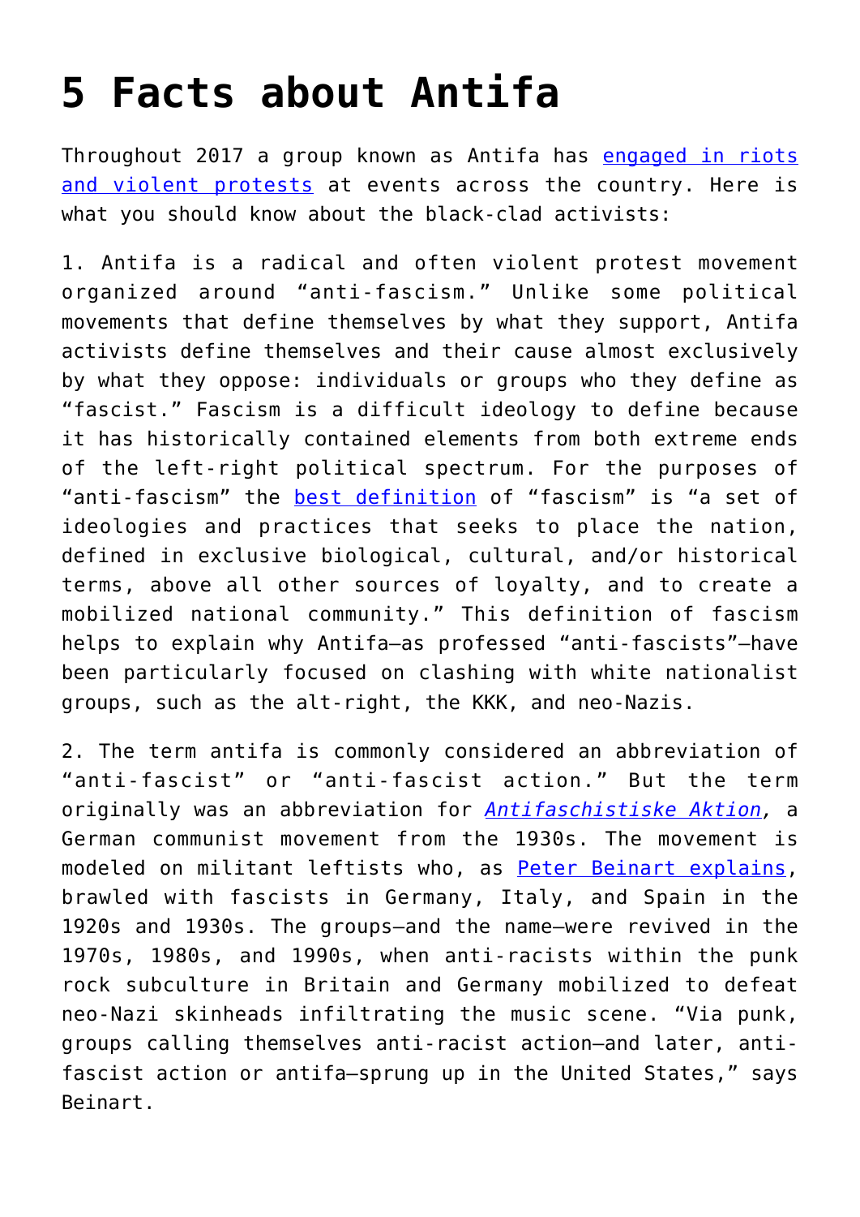# 5 Facts about Antifa

Throughout 2017 a group known as Antifa has engaged in riots and violent protests at events across the country. Here is what you should know about the black-clad activists:

1. Antifa is a radical and often violent protest movement organized around "anti-fascism." Unlike some political movements that define themselves by what they support, Antifa activists define themselves and their cause almost exclusively by what they oppose: individuals or groups who they define as "fascist." Fascism is a difficult ideology to define because it has historically contained elements from both extreme ends of the left-right political spectrum. For the purposes of "anti-fascism" the best definition of "fascism" is "a set of ideologies and practices that seeks to place the nation, defined in exclusive biological, cultural, and/or historical terms, above all other sources of loyalty, and to create a mobilized national community." This definition of fascism helps to explain why Antifa—as professed "anti-fascists"—have been particularly focused on clashing with white nationalist groups, such as the alt-right, the KKK, and neo-Nazis.

2. The term antifa is commonly considered an abbreviation of "anti-fascist" or "anti-fascist action." But the term originally was an abbreviation for *Antifaschistiske Aktion*, a German communist movement from the 1930s. The movement is modeled on militant leftists who, as Peter Beinart explains, brawled with fascists in Germany, Italy, and Spain in the 1920s and 1930s. The groups—and the name—were revived in the 1970s, 1980s, and 1990s, when anti-racists within the punk rock subculture in Britain and Germany mobilized to defeat neo-Nazi skinheads infiltrating the music scene. "Via punk, groups calling themselves anti-racist action—and later, anti-fascist action or antifa—sprung up in the United States," says Beinart.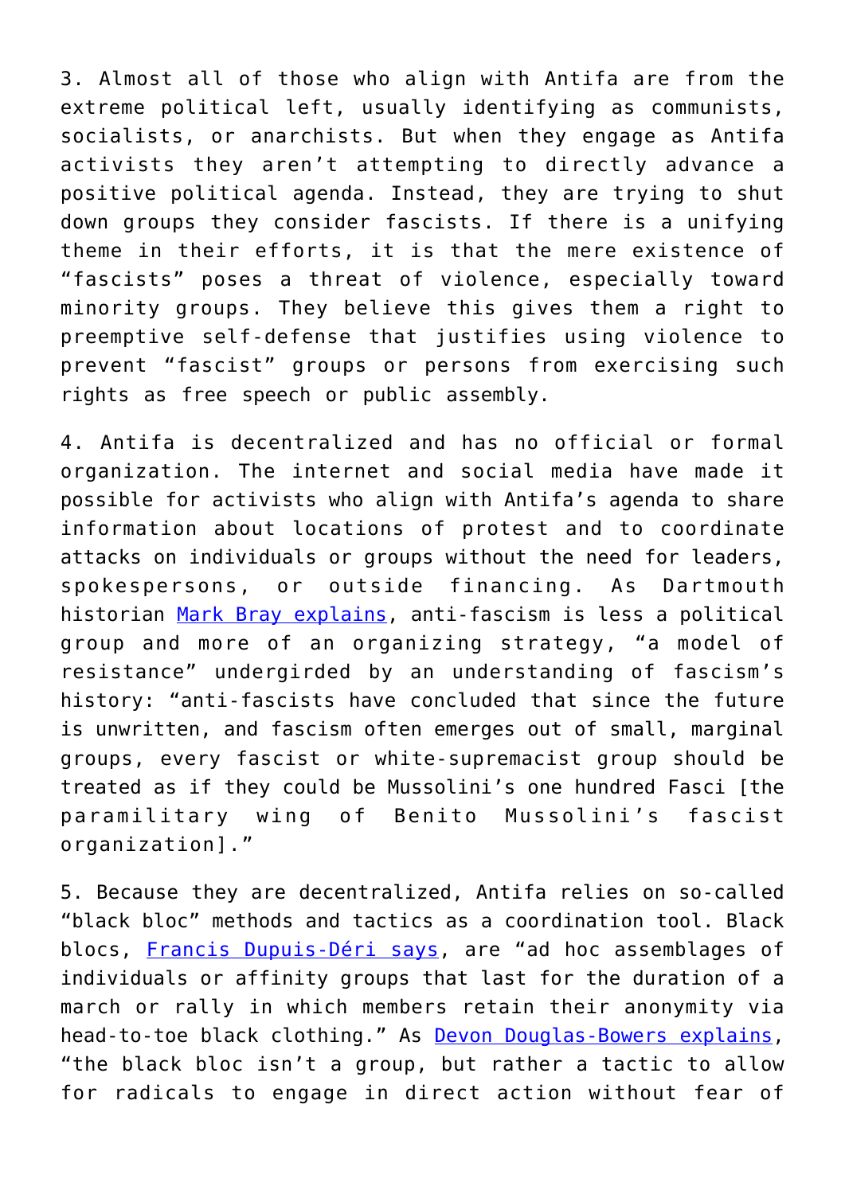3. Almost all of those who align with Antifa are from the extreme political left, usually identifying as communists, socialists, or anarchists. But when they engage as Antifa activists they aren't attempting to directly advance a positive political agenda. Instead, they are trying to shut down groups they consider fascists. If there is a unifying theme in their efforts, it is that the mere existence of "fascists" poses a threat of violence, especially toward minority groups. They believe this gives them a right to preemptive self-defense that justifies using violence to prevent "fascist" groups or persons from exercising such rights as free speech or public assembly.

4. Antifa is decentralized and has no official or formal organization. The internet and social media have made it possible for activists who align with Antifa's agenda to share information about locations of protest and to coordinate attacks on individuals or groups without the need for leaders, spokespersons, or outside financing. As Dartmouth historian Mark Bray explains, anti-fascism is less a political group and more of an organizing strategy, "a model of resistance" undergirded by an understanding of fascism's history: "anti-fascists have concluded that since the future is unwritten, and fascism often emerges out of small, marginal groups, every fascist or white-supremacist group should be treated as if they could be Mussolini's one hundred Fasci [the paramilitary wing of Benito Mussolini's fascist organization]."

5. Because they are decentralized, Antifa relies on so-called "black bloc" methods and tactics as a coordination tool. Black blocs, Francis Dupuis-Déri says, are "ad hoc assemblages of individuals or affinity groups that last for the duration of a march or rally in which members retain their anonymity via head-to-toe black clothing." As Devon Douglas-Bowers explains, "the black bloc isn't a group, but rather a tactic to allow for radicals to engage in direct action without fear of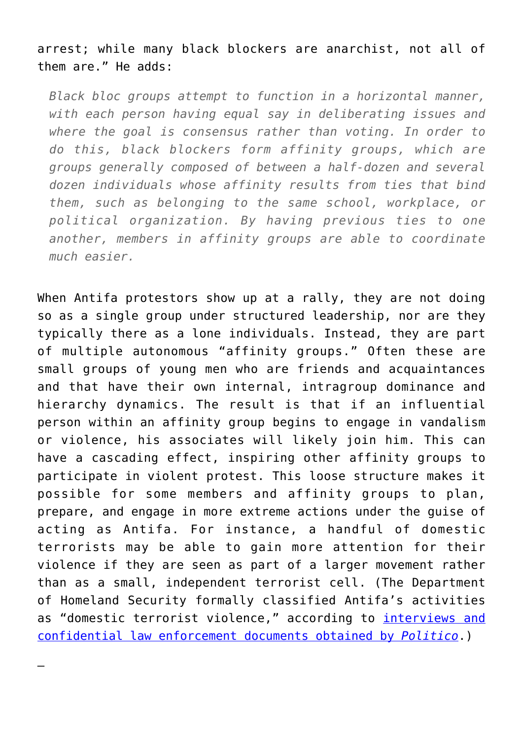arrest; while many black blockers are anarchist, not all of them are." He adds:

> *Black bloc groups attempt to function in a horizontal manner, with each person having equal say in deliberating issues and where the goal is consensus rather than voting. In order to do this, black blockers form affinity groups, which are groups generally composed of between a half-dozen and several dozen individuals whose affinity results from ties that bind them, such as belonging to the same school, workplace, or political organization. By having previous ties to one another, members in affinity groups are able to coordinate much easier.*

When Antifa protestors show up at a rally, they are not doing so as a single group under structured leadership, nor are they typically there as a lone individuals. Instead, they are part of multiple autonomous "affinity groups." Often these are small groups of young men who are friends and acquaintances and that have their own internal, intragroup dominance and hierarchy dynamics. The result is that if an influential person within an affinity group begins to engage in vandalism or violence, his associates will likely join him. This can have a cascading effect, inspiring other affinity groups to participate in violent protest. This loose structure makes it possible for some members and affinity groups to plan, prepare, and engage in more extreme actions under the guise of acting as Antifa. For instance, a handful of domestic terrorists may be able to gain more attention for their violence if they are seen as part of a larger movement rather than as a small, independent terrorist cell. (The Department of Homeland Security formally classified Antifa's activities as "domestic terrorist violence," according to [interviews and confidential law enforcement documents obtained by *Politico*].)

—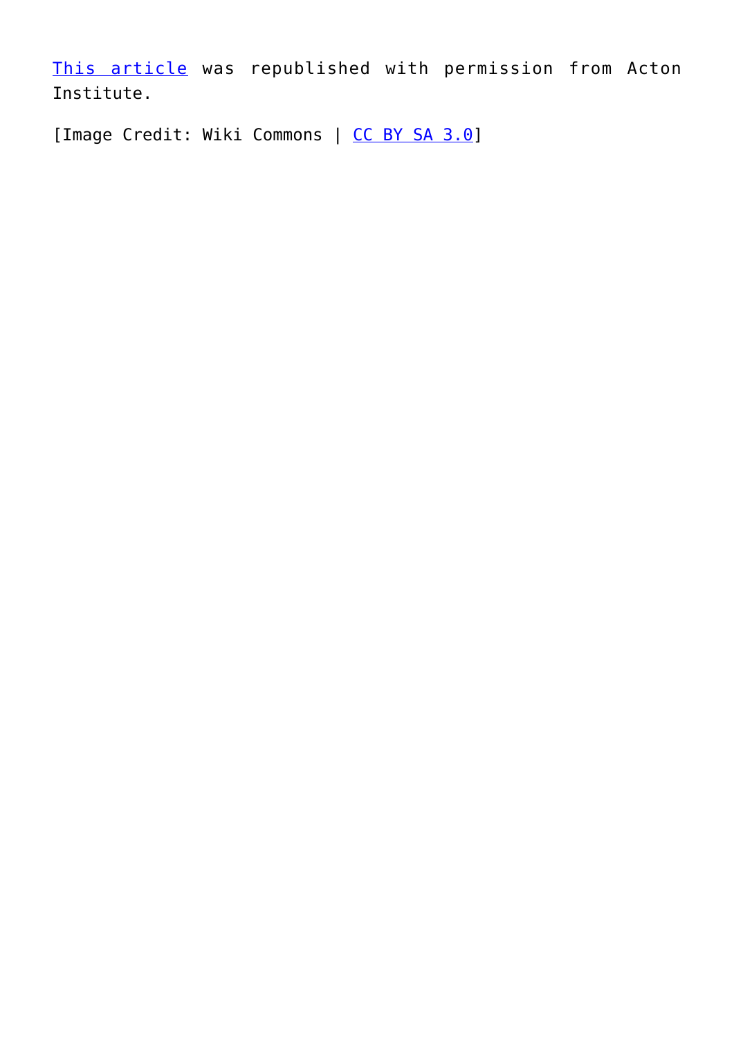This article was republished with permission from Acton Institute.

[Image Credit: Wiki Commons | CC BY SA 3.0]